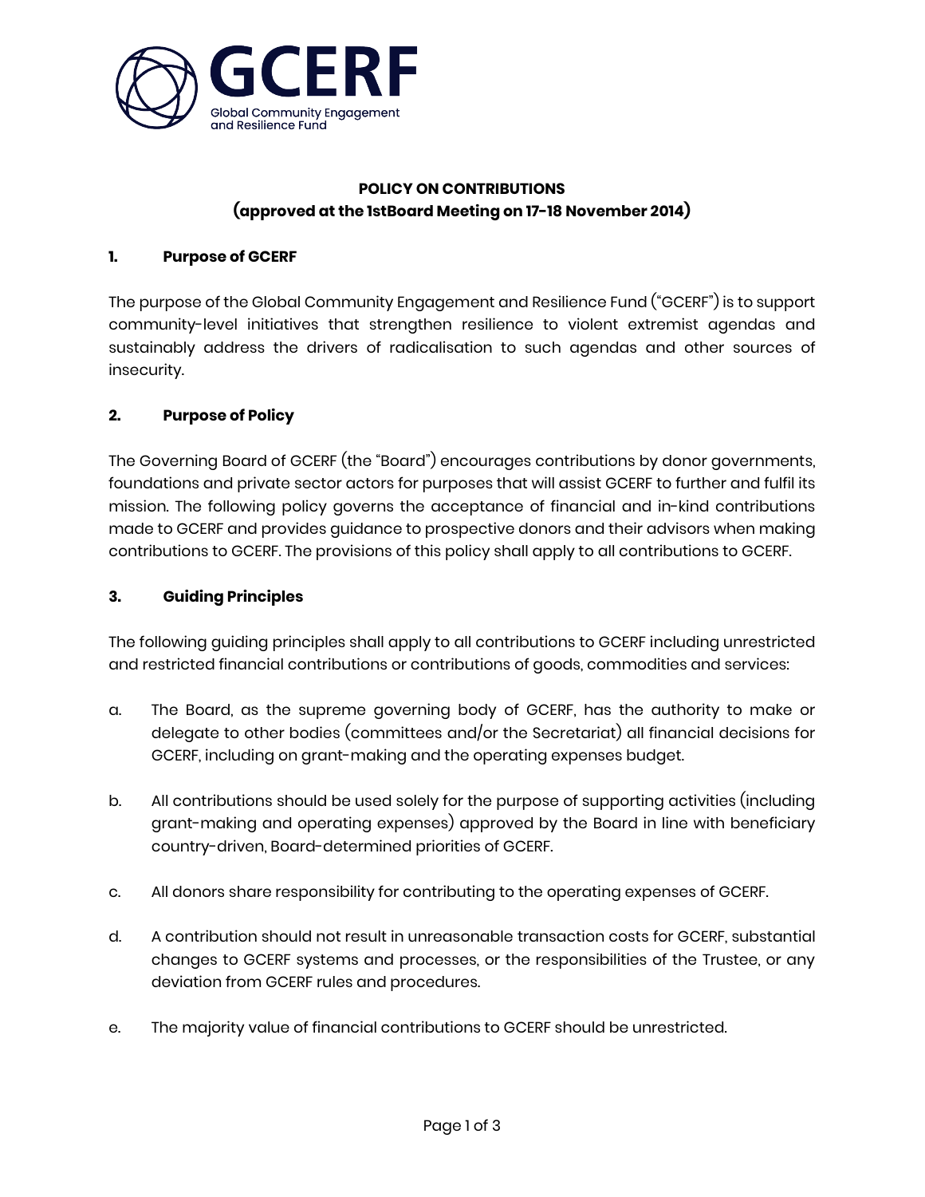GCERF

Global Community Engagement and Resilience Fund

**POLICY ON CONTRIBUTIONS**
**(approved at the 1stBoard Meeting on 17-18 November 2014)**

## 1. Purpose of GCERF

The purpose of the Global Community Engagement and Resilience Fund ("GCERF") is to support community-level initiatives that strengthen resilience to violent extremist agendas and sustainably address the drivers of radicalisation to such agendas and other sources of insecurity.

## 2. Purpose of Policy

The Governing Board of GCERF (the "Board") encourages contributions by donor governments, foundations and private sector actors for purposes that will assist GCERF to further and fulfil its mission. The following policy governs the acceptance of financial and in-kind contributions made to GCERF and provides guidance to prospective donors and their advisors when making contributions to GCERF. The provisions of this policy shall apply to all contributions to GCERF.

## 3. Guiding Principles

The following guiding principles shall apply to all contributions to GCERF including unrestricted and restricted financial contributions or contributions of goods, commodities and services:

a. The Board, as the supreme governing body of GCERF, has the authority to make or delegate to other bodies (committees and/or the Secretariat) all financial decisions for GCERF, including on grant-making and the operating expenses budget.

b. All contributions should be used solely for the purpose of supporting activities (including grant-making and operating expenses) approved by the Board in line with beneficiary country-driven, Board-determined priorities of GCERF.

c. All donors share responsibility for contributing to the operating expenses of GCERF.

d. A contribution should not result in unreasonable transaction costs for GCERF, substantial changes to GCERF systems and processes, or the responsibilities of the Trustee, or any deviation from GCERF rules and procedures.

e. The majority value of financial contributions to GCERF should be unrestricted.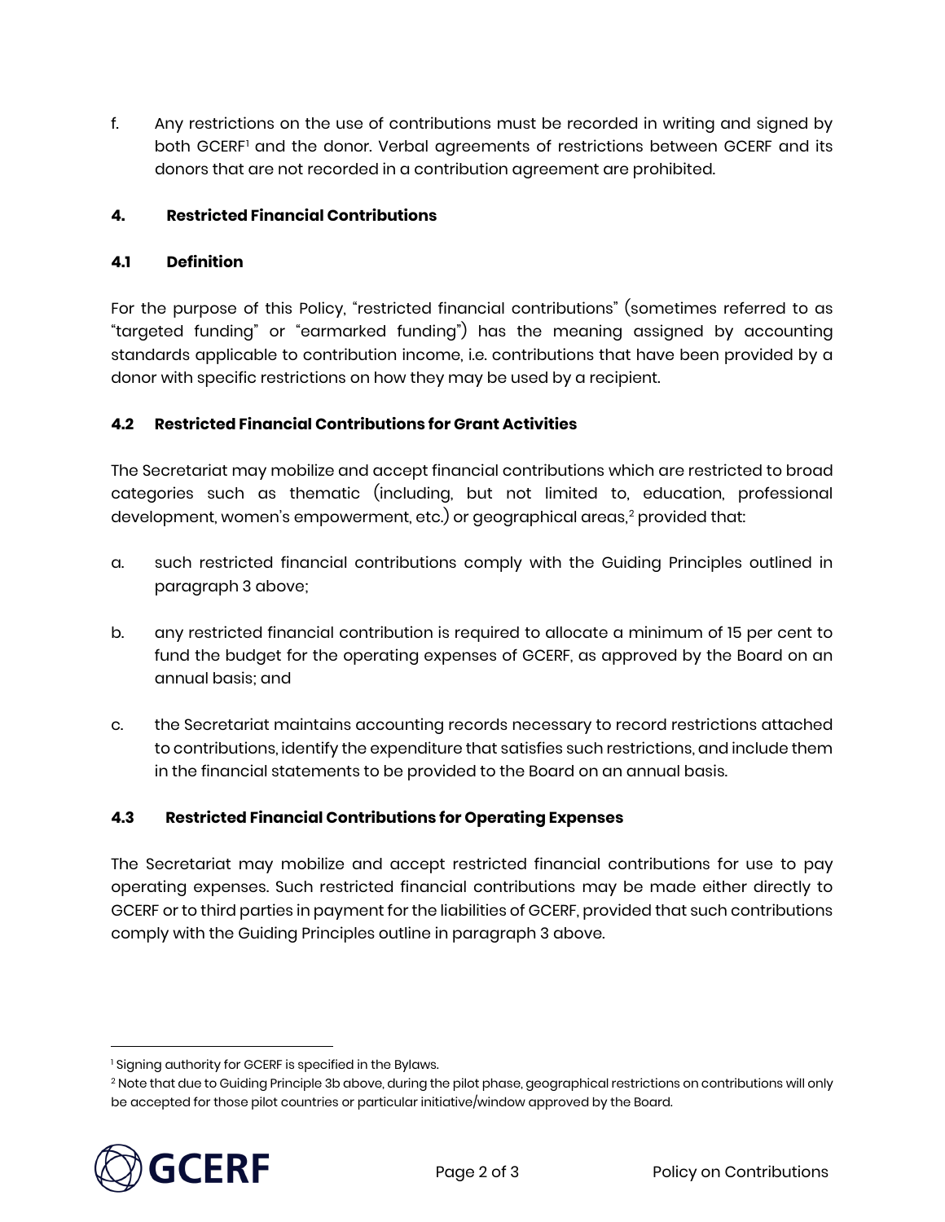f. Any restrictions on the use of contributions must be recorded in writing and signed by both GCERF[1] and the donor. Verbal agreements of restrictions between GCERF and its donors that are not recorded in a contribution agreement are prohibited.

## 4. Restricted Financial Contributions

### 4.1 Definition

For the purpose of this Policy, "restricted financial contributions" (sometimes referred to as "targeted funding" or "earmarked funding") has the meaning assigned by accounting standards applicable to contribution income, i.e. contributions that have been provided by a donor with specific restrictions on how they may be used by a recipient.

### 4.2 Restricted Financial Contributions for Grant Activities

The Secretariat may mobilize and accept financial contributions which are restricted to broad categories such as thematic (including, but not limited to, education, professional development, women's empowerment, etc.) or geographical areas,[2] provided that:

a. such restricted financial contributions comply with the Guiding Principles outlined in paragraph 3 above;

b. any restricted financial contribution is required to allocate a minimum of 15 per cent to fund the budget for the operating expenses of GCERF, as approved by the Board on an annual basis; and

c. the Secretariat maintains accounting records necessary to record restrictions attached to contributions, identify the expenditure that satisfies such restrictions, and include them in the financial statements to be provided to the Board on an annual basis.

### 4.3 Restricted Financial Contributions for Operating Expenses

The Secretariat may mobilize and accept restricted financial contributions for use to pay operating expenses. Such restricted financial contributions may be made either directly to GCERF or to third parties in payment for the liabilities of GCERF, provided that such contributions comply with the Guiding Principles outline in paragraph 3 above.

---

[1] Signing authority for GCERF is specified in the Bylaws.

[2] Note that due to Guiding Principle 3b above, during the pilot phase, geographical restrictions on contributions will only be accepted for those pilot countries or particular initiative/window approved by the Board.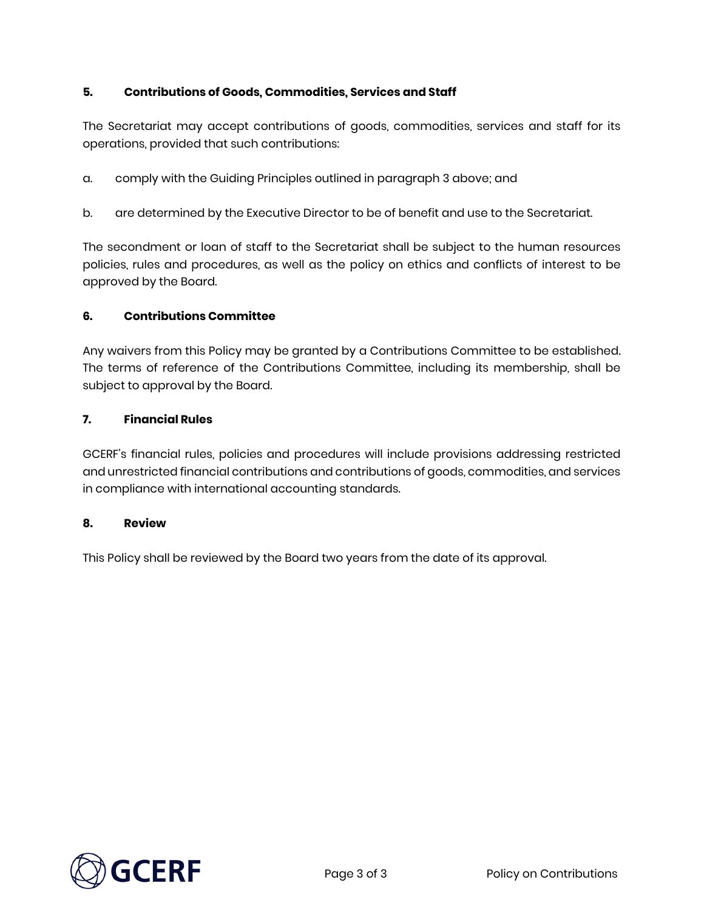## 5. Contributions of Goods, Commodities, Services and Staff

The Secretariat may accept contributions of goods, commodities, services and staff for its operations, provided that such contributions:

a. comply with the Guiding Principles outlined in paragraph 3 above; and

b. are determined by the Executive Director to be of benefit and use to the Secretariat.

The secondment or loan of staff to the Secretariat shall be subject to the human resources policies, rules and procedures, as well as the policy on ethics and conflicts of interest to be approved by the Board.

## 6. Contributions Committee

Any waivers from this Policy may be granted by a Contributions Committee to be established. The terms of reference of the Contributions Committee, including its membership, shall be subject to approval by the Board.

## 7. Financial Rules

GCERF's financial rules, policies and procedures will include provisions addressing restricted and unrestricted financial contributions and contributions of goods, commodities, and services in compliance with international accounting standards.

## 8. Review

This Policy shall be reviewed by the Board two years from the date of its approval.